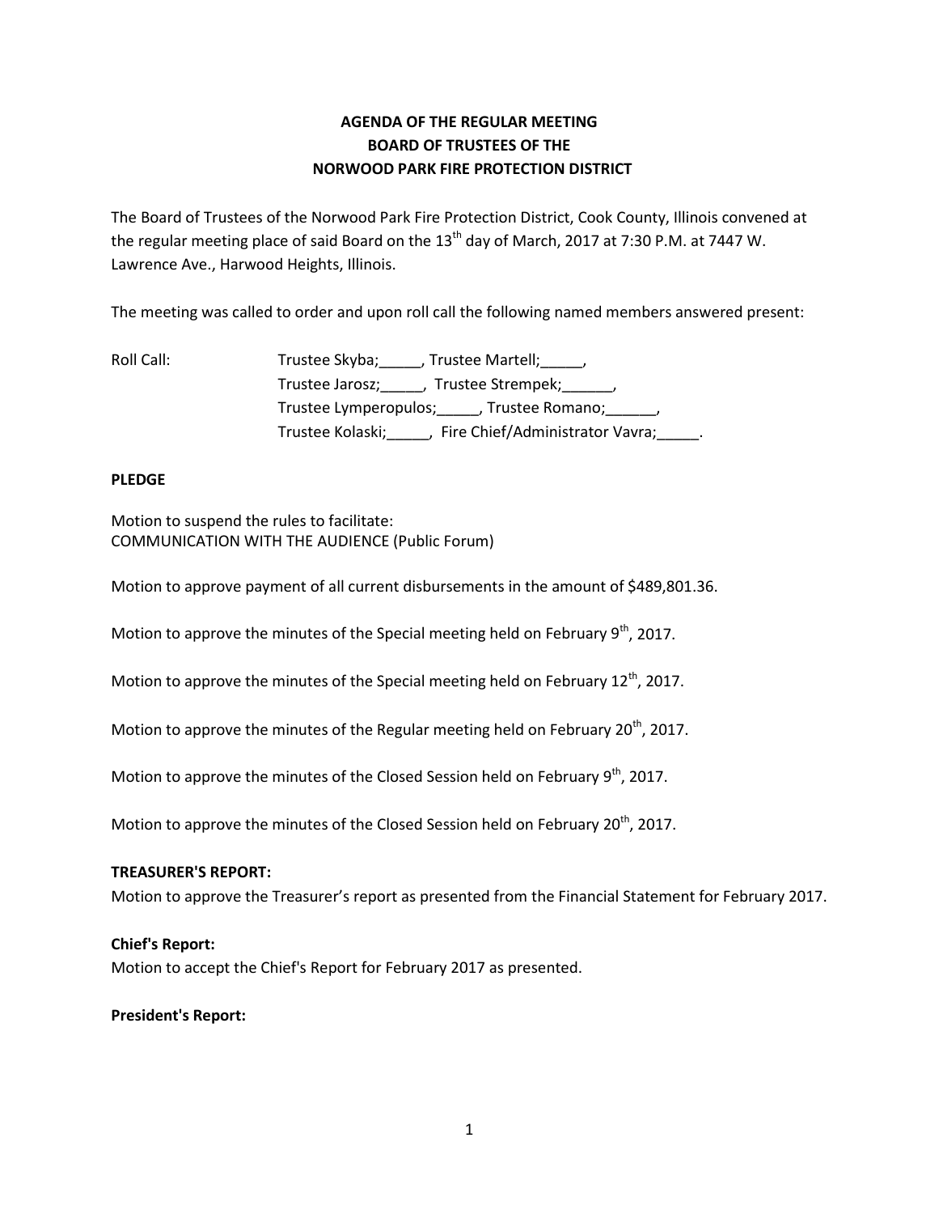**AGENDA OF THE REGULAR MEETING**
**BOARD OF TRUSTEES OF THE**
**NORWOOD PARK FIRE PROTECTION DISTRICT**

The Board of Trustees of the Norwood Park Fire Protection District, Cook County, Illinois convened at the regular meeting place of said Board on the 13th day of March, 2017 at 7:30 P.M. at 7447 W. Lawrence Ave., Harwood Heights, Illinois.

The meeting was called to order and upon roll call the following named members answered present:

Roll Call: Trustee Skyba;_____, Trustee Martell;_____,
Trustee Jarosz;_____, Trustee Strempek;______,
Trustee Lymperopulos;_____, Trustee Romano;______,
Trustee Kolaski;_____, Fire Chief/Administrator Vavra;_____.

**PLEDGE**

Motion to suspend the rules to facilitate:
COMMUNICATION WITH THE AUDIENCE (Public Forum)

Motion to approve payment of all current disbursements in the amount of $489,801.36.

Motion to approve the minutes of the Special meeting held on February 9th, 2017.

Motion to approve the minutes of the Special meeting held on February 12th, 2017.

Motion to approve the minutes of the Regular meeting held on February 20th, 2017.

Motion to approve the minutes of the Closed Session held on February 9th, 2017.

Motion to approve the minutes of the Closed Session held on February 20th, 2017.

**TREASURER'S REPORT:**
Motion to approve the Treasurer's report as presented from the Financial Statement for February 2017.

**Chief's Report:**
Motion to accept the Chief's Report for February 2017 as presented.

**President's Report:**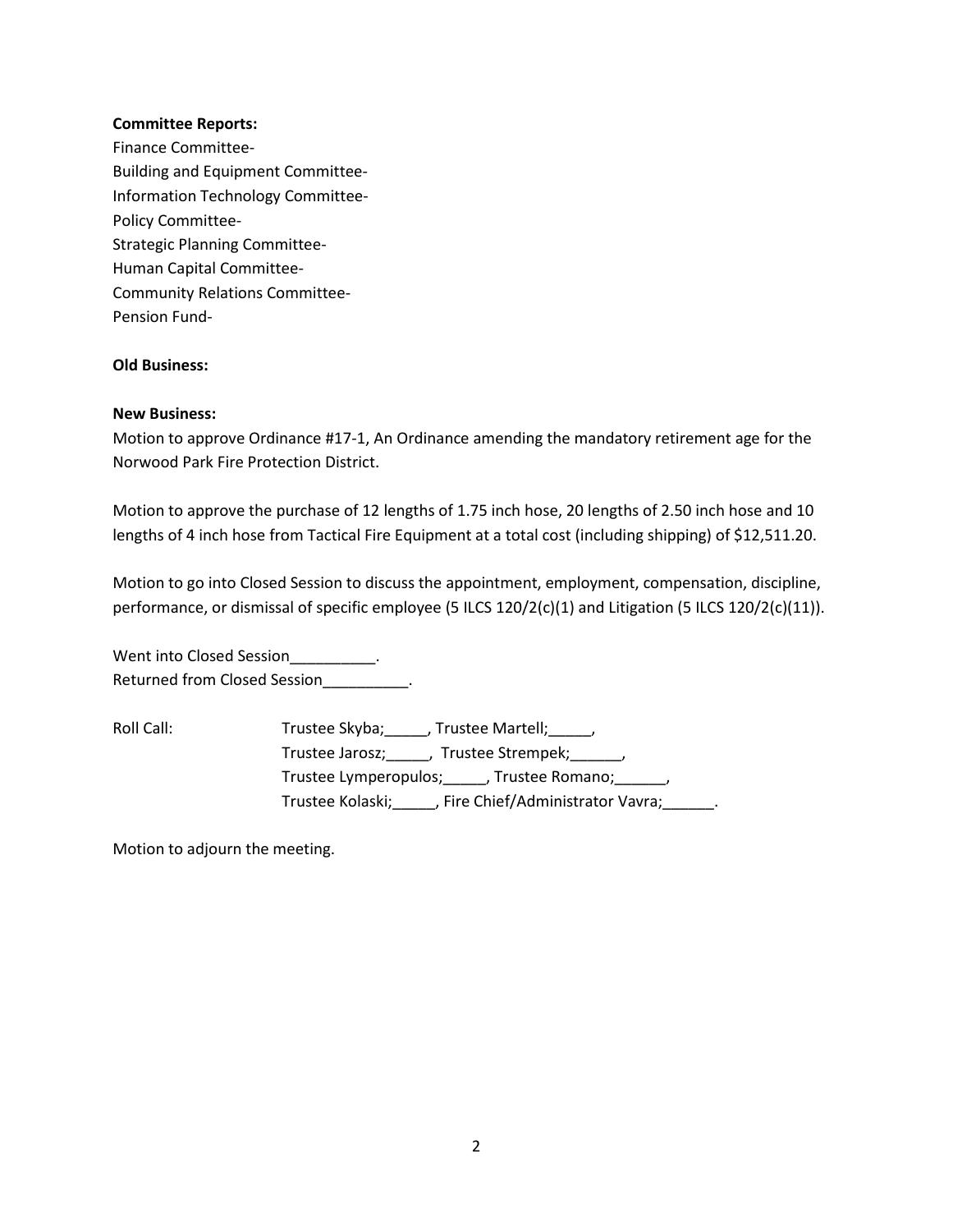**Committee Reports:**

Finance Committee-
Building and Equipment Committee-
Information Technology Committee-
Policy Committee-
Strategic Planning Committee-
Human Capital Committee-
Community Relations Committee-
Pension Fund-

**Old Business:**

**New Business:**

Motion to approve Ordinance #17-1, An Ordinance amending the mandatory retirement age for the Norwood Park Fire Protection District.

Motion to approve the purchase of 12 lengths of 1.75 inch hose, 20 lengths of 2.50 inch hose and 10 lengths of 4 inch hose from Tactical Fire Equipment at a total cost (including shipping) of $12,511.20.

Motion to go into Closed Session to discuss the appointment, employment, compensation, discipline, performance, or dismissal of specific employee (5 ILCS 120/2(c)(1) and Litigation (5 ILCS 120/2(c)(11)).

Went into Closed Session__________.
Returned from Closed Session__________.

Roll Call: Trustee Skyba;_____, Trustee Martell;_____,
Trustee Jarosz;_____, Trustee Strempek;______,
Trustee Lymperopulos;_____, Trustee Romano;______,
Trustee Kolaski;_____, Fire Chief/Administrator Vavra;______.

Motion to adjourn the meeting.